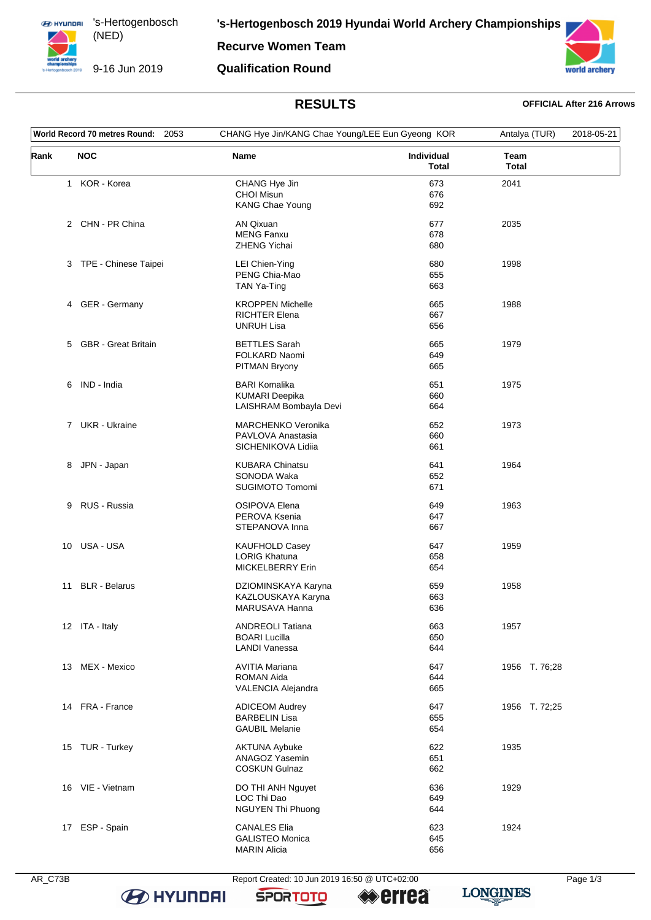's-Hertogenbosch (NED)

9-16 Jun 2019

# 's-Hertogenbosch 2019 Hyundai World Archery Championships

## Recurve Women Team

## Qualification Round

### RESULTS

**OFFICIAL After 216 Arrows**

| World Record 70 metres Round: | 2053 | CHANG Hye Jin/KANG Chae Young/LEE Eun Gyeong KOR | Antalya (TUR) | 2018-05-21 |
|---|---|---|---|---|

| Rank | NOC | Name | Individual Total | Team Total |
|---|---|---|---|---|
| 1 | KOR - Korea | CHANG Hye Jin | 673 | 2041 |
| | | CHOI Misun | 676 | |
| | | KANG Chae Young | 692 | |
| 2 | CHN - PR China | AN Qixuan | 677 | 2035 |
| | | MENG Fanxu | 678 | |
| | | ZHENG Yichai | 680 | |
| 3 | TPE - Chinese Taipei | LEI Chien-Ying | 680 | 1998 |
| | | PENG Chia-Mao | 655 | |
| | | TAN Ya-Ting | 663 | |
| 4 | GER - Germany | KROPPEN Michelle | 665 | 1988 |
| | | RICHTER Elena | 667 | |
| | | UNRUH Lisa | 656 | |
| 5 | GBR - Great Britain | BETTLES Sarah | 665 | 1979 |
| | | FOLKARD Naomi | 649 | |
| | | PITMAN Bryony | 665 | |
| 6 | IND - India | BARI Komalika | 651 | 1975 |
| | | KUMARI Deepika | 660 | |
| | | LAISHRAM Bombayla Devi | 664 | |
| 7 | UKR - Ukraine | MARCHENKO Veronika | 652 | 1973 |
| | | PAVLOVA Anastasia | 660 | |
| | | SICHENIKOVA Lidiia | 661 | |
| 8 | JPN - Japan | KUBARA Chinatsu | 641 | 1964 |
| | | SONODA Waka | 652 | |
| | | SUGIMOTO Tomomi | 671 | |
| 9 | RUS - Russia | OSIPOVA Elena | 649 | 1963 |
| | | PEROVA Ksenia | 647 | |
| | | STEPANOVA Inna | 667 | |
| 10 | USA - USA | KAUFHOLD Casey | 647 | 1959 |
| | | LORIG Khatuna | 658 | |
| | | MICKELBERRY Erin | 654 | |
| 11 | BLR - Belarus | DZIOMINSKAYA Karyna | 659 | 1958 |
| | | KAZLOUSKAYA Karyna | 663 | |
| | | MARUSAVA Hanna | 636 | |
| 12 | ITA - Italy | ANDREOLI Tatiana | 663 | 1957 |
| | | BOARI Lucilla | 650 | |
| | | LANDI Vanessa | 644 | |
| 13 | MEX - Mexico | AVITIA Mariana | 647 | 1956 T. 76;28 |
| | | ROMAN Aida | 644 | |
| | | VALENCIA Alejandra | 665 | |
| 14 | FRA - France | ADICEOM Audrey | 647 | 1956 T. 72;25 |
| | | BARBELIN Lisa | 655 | |
| | | GAUBIL Melanie | 654 | |
| 15 | TUR - Turkey | AKTUNA Aybuke | 622 | 1935 |
| | | ANAGOZ Yasemin | 651 | |
| | | COSKUN Gulnaz | 662 | |
| 16 | VIE - Vietnam | DO THI ANH Nguyet | 636 | 1929 |
| | | LOC Thi Dao | 649 | |
| | | NGUYEN Thi Phuong | 644 | |
| 17 | ESP - Spain | CANALES Elia | 623 | 1924 |
| | | GALISTEO Monica | 645 | |
| | | MARIN Alicia | 656 | |

AR_C73B Report Created: 10 Jun 2019 16:50 @ UTC+02:00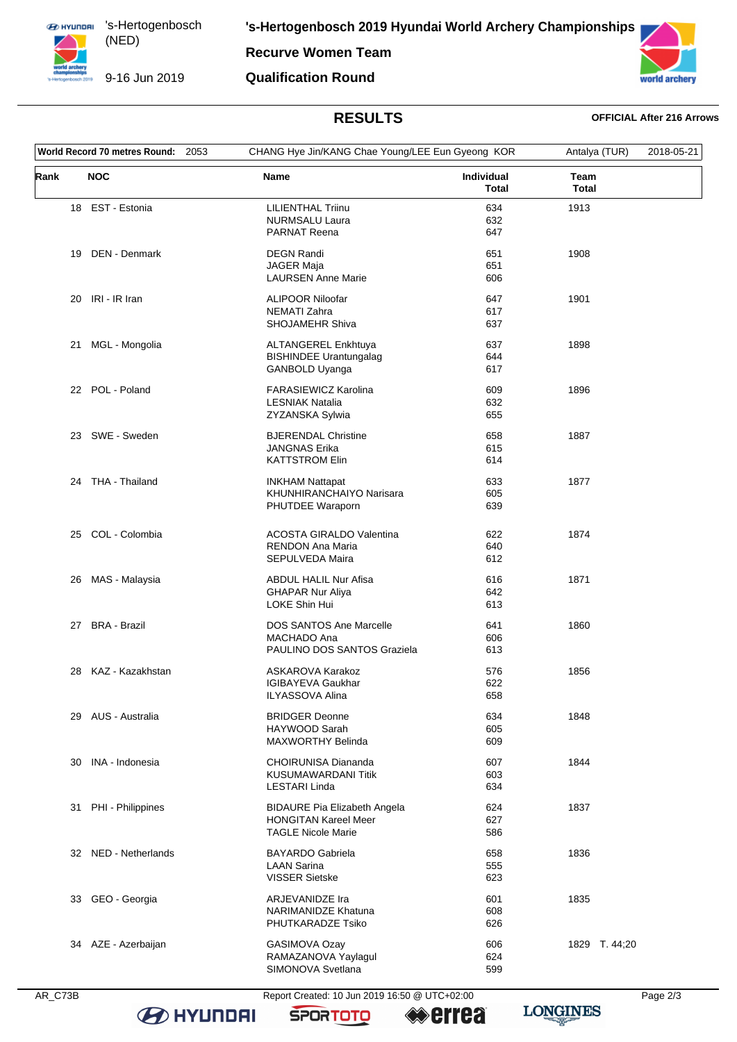# 's-Hertogenbosch 2019 Hyundai World Archery Championships

## Recurve Women Team

## Qualification Round

's-Hertogenbosch (NED)

9-16 Jun 2019

### RESULTS

**OFFICIAL After 216 Arrows**

| World Record 70 metres Round: | 2053 | CHANG Hye Jin/KANG Chae Young/LEE Eun Gyeong KOR | Antalya (TUR) | 2018-05-21 |
|---|---|---|---|---|

| Rank | NOC | Name | Individual Total | Team Total |
|---|---|---|---|---|
| 18 | EST - Estonia | LILIENTHAL Triinu | 634 | 1913 |
| | | NURMSALU Laura | 632 | |
| | | PARNAT Reena | 647 | |
| 19 | DEN - Denmark | DEGN Randi | 651 | 1908 |
| | | JAGER Maja | 651 | |
| | | LAURSEN Anne Marie | 606 | |
| 20 | IRI - IR Iran | ALIPOOR Niloofar | 647 | 1901 |
| | | NEMATI Zahra | 617 | |
| | | SHOJAMEHR Shiva | 637 | |
| 21 | MGL - Mongolia | ALTANGEREL Enkhtuya | 637 | 1898 |
| | | BISHINDEE Urantungalag | 644 | |
| | | GANBOLD Uyanga | 617 | |
| 22 | POL - Poland | FARASIEWICZ Karolina | 609 | 1896 |
| | | LESNIAK Natalia | 632 | |
| | | ZYZANSKA Sylwia | 655 | |
| 23 | SWE - Sweden | BJERENDAL Christine | 658 | 1887 |
| | | JANGNAS Erika | 615 | |
| | | KATTSTROM Elin | 614 | |
| 24 | THA - Thailand | INKHAM Nattapat | 633 | 1877 |
| | | KHUNHIRANCHAIYO Narisara | 605 | |
| | | PHUTDEE Waraporn | 639 | |
| 25 | COL - Colombia | ACOSTA GIRALDO Valentina | 622 | 1874 |
| | | RENDON Ana Maria | 640 | |
| | | SEPULVEDA Maira | 612 | |
| 26 | MAS - Malaysia | ABDUL HALIL Nur Afisa | 616 | 1871 |
| | | GHAPAR Nur Aliya | 642 | |
| | | LOKE Shin Hui | 613 | |
| 27 | BRA - Brazil | DOS SANTOS Ane Marcelle | 641 | 1860 |
| | | MACHADO Ana | 606 | |
| | | PAULINO DOS SANTOS Graziela | 613 | |
| 28 | KAZ - Kazakhstan | ASKAROVA Karakoz | 576 | 1856 |
| | | IGIBAYEVA Gaukhar | 622 | |
| | | ILYASSOVA Alina | 658 | |
| 29 | AUS - Australia | BRIDGER Deonne | 634 | 1848 |
| | | HAYWOOD Sarah | 605 | |
| | | MAXWORTHY Belinda | 609 | |
| 30 | INA - Indonesia | CHOIRUNISA Diananda | 607 | 1844 |
| | | KUSUMAWARDANI Titik | 603 | |
| | | LESTARI Linda | 634 | |
| 31 | PHI - Philippines | BIDAURE Pia Elizabeth Angela | 624 | 1837 |
| | | HONGITAN Kareel Meer | 627 | |
| | | TAGLE Nicole Marie | 586 | |
| 32 | NED - Netherlands | BAYARDO Gabriela | 658 | 1836 |
| | | LAAN Sarina | 555 | |
| | | VISSER Sietske | 623 | |
| 33 | GEO - Georgia | ARJEVANIDZE Ira | 601 | 1835 |
| | | NARIMANIDZE Khatuna | 608 | |
| | | PHUTKARADZE Tsiko | 626 | |
| 34 | AZE - Azerbaijan | GASIMOVA Ozay | 606 | 1829 T. 44;20 |
| | | RAMAZANOVA Yaylagul | 624 | |
| | | SIMONOVA Svetlana | 599 | |

AR_C73B Report Created: 10 Jun 2019 16:50 @ UTC+02:00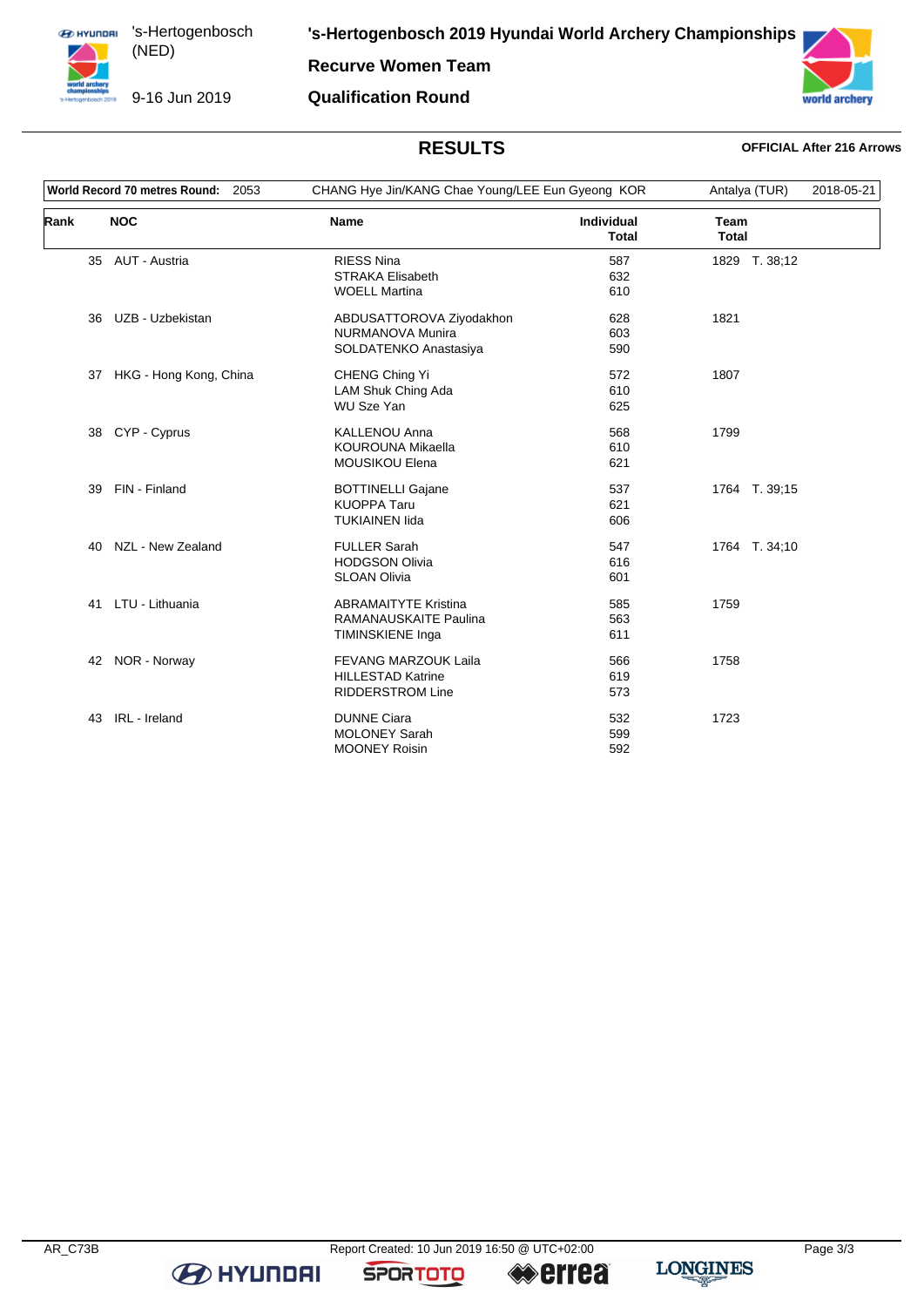's-Hertogenbosch (NED)

9-16 Jun 2019

**'s-Hertogenbosch 2019 Hyundai World Archery Championships**

**Recurve Women Team**

**Qualification Round**

## RESULTS

**OFFICIAL After 216 Arrows**

| **World Record 70 metres Round:** 2053 | CHANG Hye Jin/KANG Chae Young/LEE Eun Gyeong KOR | Antalya (TUR) | 2018-05-21 |
|---|---|---|---|

| Rank | NOC | Name | Individual Total | Team Total |
|---|---|---|---|---|
| 35 | AUT - Austria | RIESS Nina | 587 | 1829 T. 38;12 |
| | | STRAKA Elisabeth | 632 | |
| | | WOELL Martina | 610 | |
| 36 | UZB - Uzbekistan | ABDUSATTOROVA Ziyodakhon | 628 | 1821 |
| | | NURMANOVA Munira | 603 | |
| | | SOLDATENKO Anastasiya | 590 | |
| 37 | HKG - Hong Kong, China | CHENG Ching Yi | 572 | 1807 |
| | | LAM Shuk Ching Ada | 610 | |
| | | WU Sze Yan | 625 | |
| 38 | CYP - Cyprus | KALLENOU Anna | 568 | 1799 |
| | | KOUROUNA Mikaella | 610 | |
| | | MOUSIKOU Elena | 621 | |
| 39 | FIN - Finland | BOTTINELLI Gajane | 537 | 1764 T. 39;15 |
| | | KUOPPA Taru | 621 | |
| | | TUKIAINEN Iida | 606 | |
| 40 | NZL - New Zealand | FULLER Sarah | 547 | 1764 T. 34;10 |
| | | HODGSON Olivia | 616 | |
| | | SLOAN Olivia | 601 | |
| 41 | LTU - Lithuania | ABRAMAITYTE Kristina | 585 | 1759 |
| | | RAMANAUSKAITE Paulina | 563 | |
| | | TIMINSKIENE Inga | 611 | |
| 42 | NOR - Norway | FEVANG MARZOUK Laila | 566 | 1758 |
| | | HILLESTAD Katrine | 619 | |
| | | RIDDERSTROM Line | 573 | |
| 43 | IRL - Ireland | DUNNE Ciara | 532 | 1723 |
| | | MOLONEY Sarah | 599 | |
| | | MOONEY Roisin | 592 | |

AR_C73B

Report Created: 10 Jun 2019 16:50 @ UTC+02:00